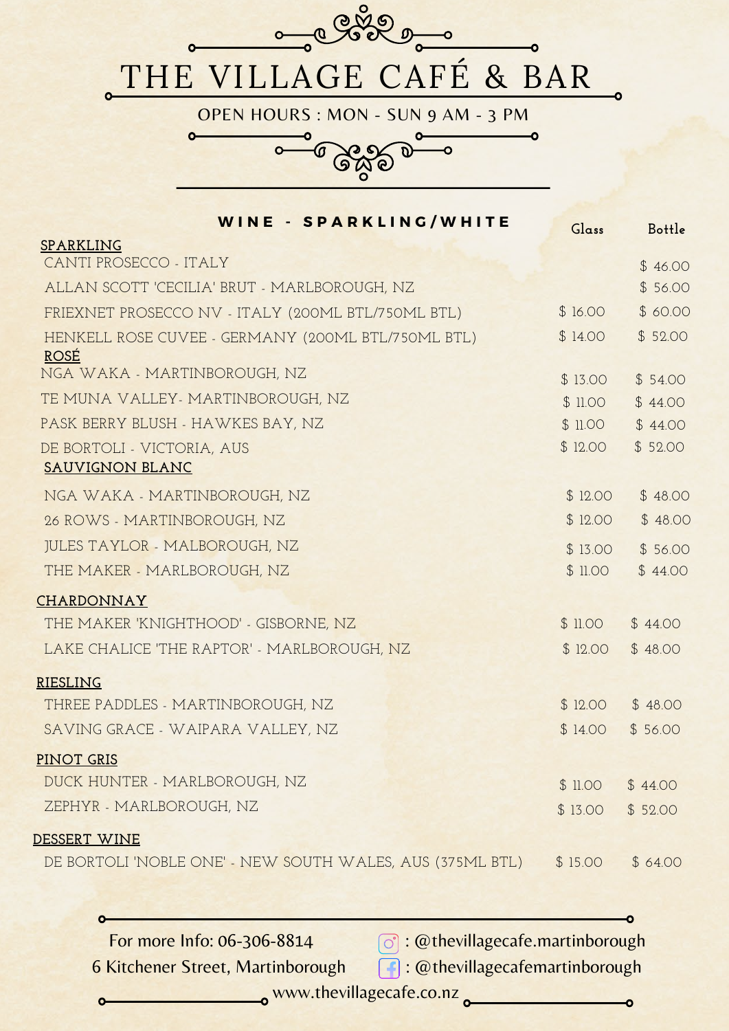# THE VILLAGE CAFÉ & BAR

OPEN HOURS : MON - SUN 9 AM - 3 PM

## WINE - SPARKLING/WHITE

| | Glass | Bottle |
|---|---|---|
| **SPARKLING** | | |
| CANTI PROSECCO - ITALY | | $ 46.00 |
| ALLAN SCOTT 'CECILIA' BRUT - MARLBOROUGH, NZ | | $ 56.00 |
| FRIEXNET PROSECCO NV - ITALY (200ML BTL/750ML BTL) | $ 16.00 | $ 60.00 |
| HENKELL ROSE CUVEE - GERMANY (200ML BTL/750ML BTL) | $ 14.00 | $ 52.00 |
| **ROSÉ** | | |
| NGA WAKA - MARTINBOROUGH, NZ | $ 13.00 | $ 54.00 |
| TE MUNA VALLEY- MARTINBOROUGH, NZ | $ 11.00 | $ 44.00 |
| PASK BERRY BLUSH - HAWKES BAY, NZ | $ 11.00 | $ 44.00 |
| DE BORTOLI - VICTORIA, AUS | $ 12.00 | $ 52.00 |
| **SAUVIGNON BLANC** | | |
| NGA WAKA - MARTINBOROUGH, NZ | $ 12.00 | $ 48.00 |
| 26 ROWS - MARTINBOROUGH, NZ | $ 12.00 | $ 48.00 |
| JULES TAYLOR - MALBOROUGH, NZ | $ 13.00 | $ 56.00 |
| THE MAKER - MARLBOROUGH, NZ | $ 11.00 | $ 44.00 |
| **CHARDONNAY** | | |
| THE MAKER 'KNIGHTHOOD' - GISBORNE, NZ | $ 11.00 | $ 44.00 |
| LAKE CHALICE 'THE RAPTOR' - MARLBOROUGH, NZ | $ 12.00 | $ 48.00 |
| **RIESLING** | | |
| THREE PADDLES - MARTINBOROUGH, NZ | $ 12.00 | $ 48.00 |
| SAVING GRACE - WAIPARA VALLEY, NZ | $ 14.00 | $ 56.00 |
| **PINOT GRIS** | | |
| DUCK HUNTER - MARLBOROUGH, NZ | $ 11.00 | $ 44.00 |
| ZEPHYR - MARLBOROUGH, NZ | $ 13.00 | $ 52.00 |
| **DESSERT WINE** | | |
| DE BORTOLI 'NOBLE ONE' - NEW SOUTH WALES, AUS (375ML BTL) | $ 15.00 | $ 64.00 |

For more Info: 06-306-8814

6 Kitchener Street, Martinborough

: @thevillagecafe.martinborough

: @thevillagecafemartinborough

www.thevillagecafe.co.nz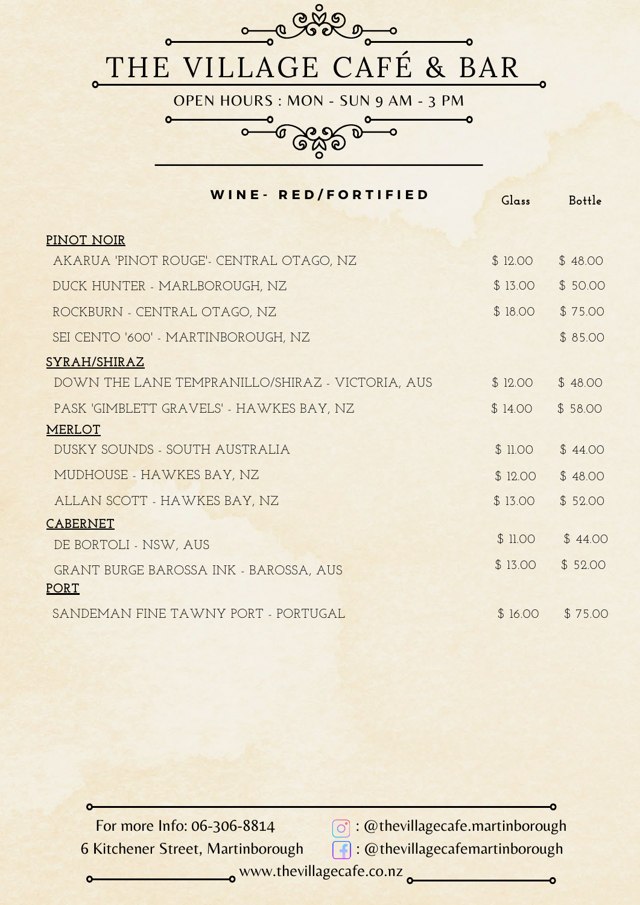# THE VILLAGE CAFÉ & BAR

OPEN HOURS : MON - SUN 9 AM - 3 PM

## WINE- RED/FORTIFIED

| | Glass | Bottle |
|---|---|---|
| **PINOT NOIR** | | |
| AKARUA 'PINOT ROUGE'- CENTRAL OTAGO, NZ | $ 12.00 | $ 48.00 |
| DUCK HUNTER - MARLBOROUGH, NZ | $ 13.00 | $ 50.00 |
| ROCKBURN - CENTRAL OTAGO, NZ | $ 18.00 | $ 75.00 |
| SEI CENTO '600' - MARTINBOROUGH, NZ | | $ 85.00 |
| **SYRAH/SHIRAZ** | | |
| DOWN THE LANE TEMPRANILLO/SHIRAZ - VICTORIA, AUS | $ 12.00 | $ 48.00 |
| PASK 'GIMBLETT GRAVELS' - HAWKES BAY, NZ | $ 14.00 | $ 58.00 |
| **MERLOT** | | |
| DUSKY SOUNDS - SOUTH AUSTRALIA | $ 11.00 | $ 44.00 |
| MUDHOUSE - HAWKES BAY, NZ | $ 12.00 | $ 48.00 |
| ALLAN SCOTT - HAWKES BAY, NZ | $ 13.00 | $ 52.00 |
| **CABERNET** | | |
| DE BORTOLI - NSW, AUS | $ 11.00 | $ 44.00 |
| GRANT BURGE BAROSSA INK - BAROSSA, AUS | $ 13.00 | $ 52.00 |
| **PORT** | | |
| SANDEMAN FINE TAWNY PORT - PORTUGAL | $ 16.00 | $ 75.00 |

For more Info: 06-306-8814

6 Kitchener Street, Martinborough

Instagram: @thevillagecafe.martinborough

Facebook: @thevillagecafemartinborough

www.thevillagecafe.co.nz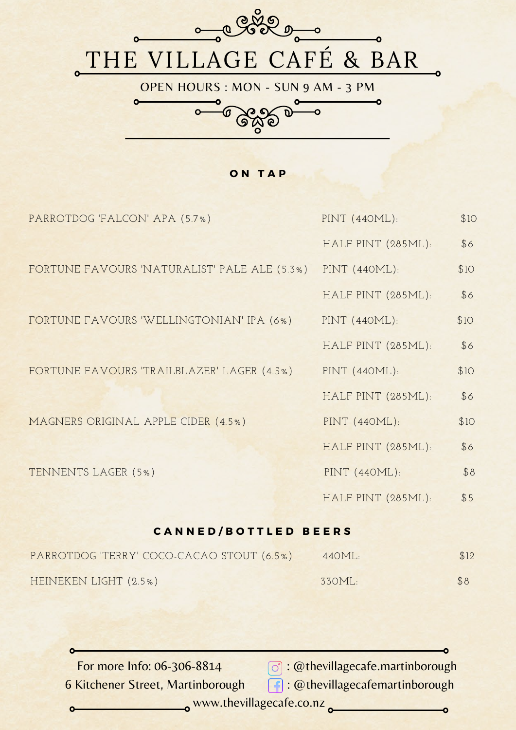# THE VILLAGE CAFÉ & BAR

OPEN HOURS : MON - SUN 9 AM - 3 PM

## ON TAP

| | | |
|---|---|---|
| PARROTDOG 'FALCON' APA (5.7%) | PINT (440ML): | $10 |
| | HALF PINT (285ML): | $6 |
| FORTUNE FAVOURS 'NATURALIST' PALE ALE (5.3%) | PINT (440ML): | $10 |
| | HALF PINT (285ML): | $6 |
| FORTUNE FAVOURS 'WELLINGTONIAN' IPA (6%) | PINT (440ML): | $10 |
| | HALF PINT (285ML): | $6 |
| FORTUNE FAVOURS 'TRAILBLAZER' LAGER (4.5%) | PINT (440ML): | $10 |
| | HALF PINT (285ML): | $6 |
| MAGNERS ORIGINAL APPLE CIDER (4.5%) | PINT (440ML): | $10 |
| | HALF PINT (285ML): | $6 |
| TENNENTS LAGER (5%) | PINT (440ML): | $8 |
| | HALF PINT (285ML): | $5 |

## CANNED/BOTTLED BEERS

| | | |
|---|---|---|
| PARROTDOG 'TERRY' COCO-CACAO STOUT (6.5%) | 440ML: | $12 |
| HEINEKEN LIGHT (2.5%) | 330ML: | $8 |

For more Info: 06-306-8814

6 Kitchener Street, Martinborough

: @thevillagecafe.martinborough

: @thevillagecafemartinborough

www.thevillagecafe.co.nz